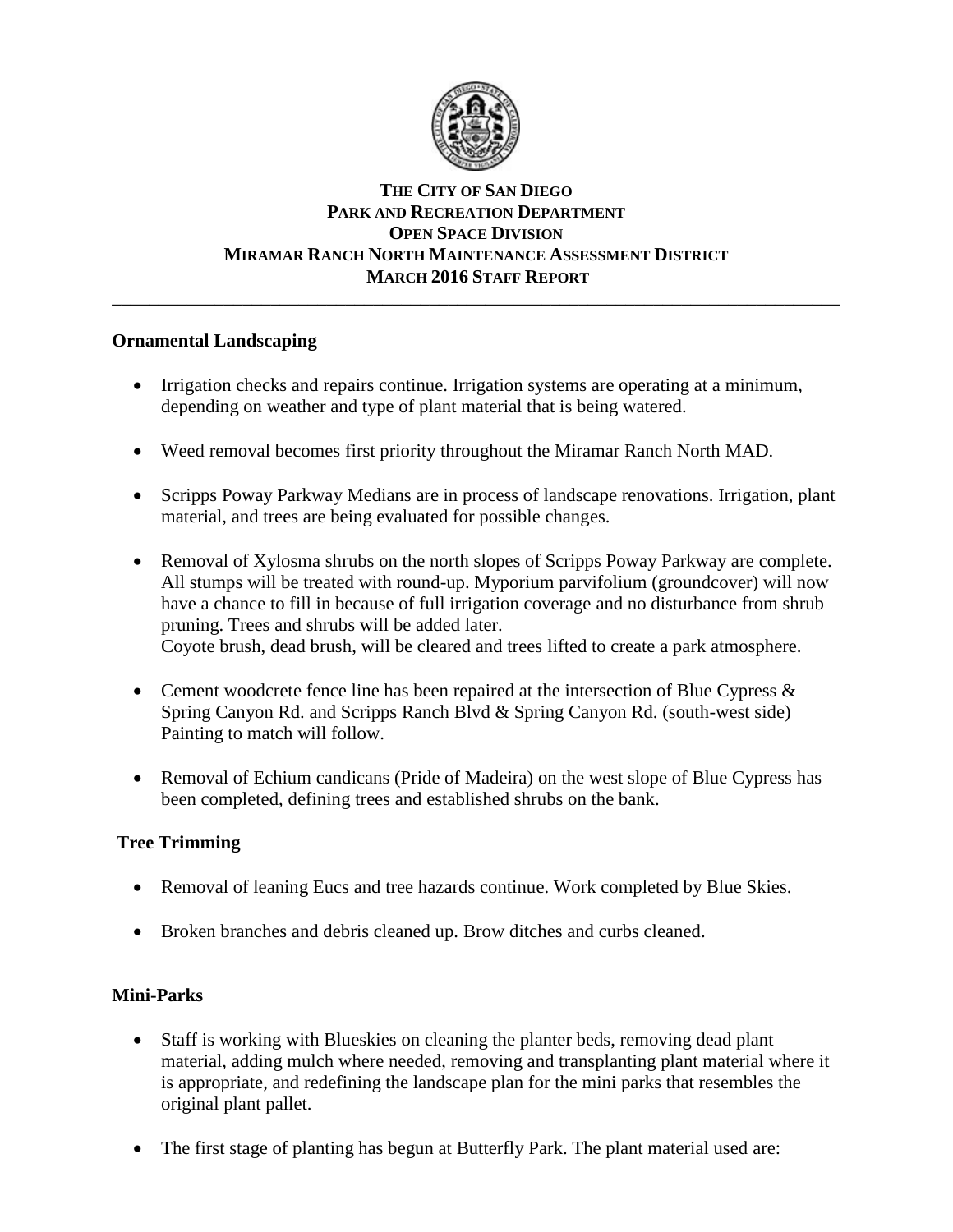# THE CITY OF SAN DIEGO
## PARK AND RECREATION DEPARTMENT
## OPEN SPACE DIVISION
## MIRAMAR RANCH NORTH MAINTENANCE ASSESSMENT DISTRICT
## MARCH 2016 STAFF REPORT

---

### Ornamental Landscaping

- Irrigation checks and repairs continue. Irrigation systems are operating at a minimum, depending on weather and type of plant material that is being watered.

- Weed removal becomes first priority throughout the Miramar Ranch North MAD.

- Scripps Poway Parkway Medians are in process of landscape renovations. Irrigation, plant material, and trees are being evaluated for possible changes.

- Removal of Xylosma shrubs on the north slopes of Scripps Poway Parkway are complete. All stumps will be treated with round-up. Myporium parvifolium (groundcover) will now have a chance to fill in because of full irrigation coverage and no disturbance from shrub pruning. Trees and shrubs will be added later.
  Coyote brush, dead brush, will be cleared and trees lifted to create a park atmosphere.

- Cement woodcrete fence line has been repaired at the intersection of Blue Cypress & Spring Canyon Rd. and Scripps Ranch Blvd & Spring Canyon Rd. (south-west side) Painting to match will follow.

- Removal of Echium candicans (Pride of Madeira) on the west slope of Blue Cypress has been completed, defining trees and established shrubs on the bank.

### Tree Trimming

- Removal of leaning Eucs and tree hazards continue. Work completed by Blue Skies.

- Broken branches and debris cleaned up. Brow ditches and curbs cleaned.

### Mini-Parks

- Staff is working with Blueskies on cleaning the planter beds, removing dead plant material, adding mulch where needed, removing and transplanting plant material where it is appropriate, and redefining the landscape plan for the mini parks that resembles the original plant pallet.

- The first stage of planting has begun at Butterfly Park. The plant material used are: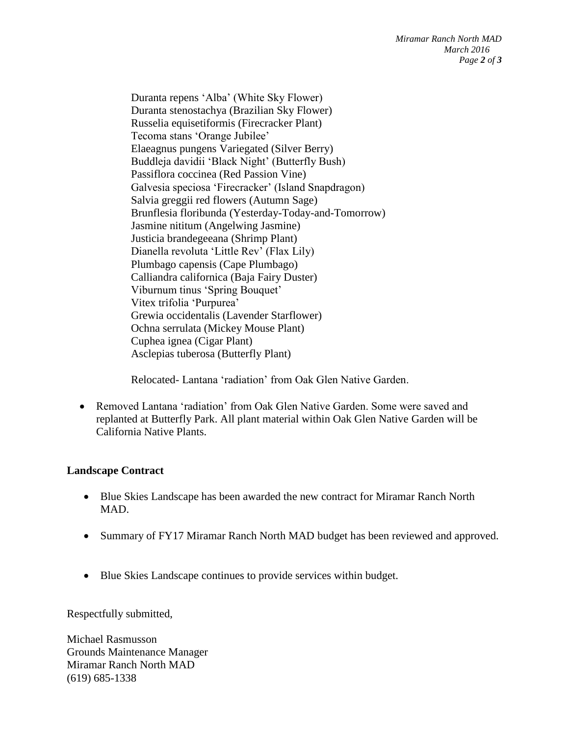Duranta repens ‘Alba’ (White Sky Flower)
Duranta stenostachya (Brazilian Sky Flower)
Russelia equisetiformis (Firecracker Plant)
Tecoma stans ‘Orange Jubilee’
Elaeagnus pungens Variegated (Silver Berry)
Buddleja davidii ‘Black Night’ (Butterfly Bush)
Passiflora coccinea (Red Passion Vine)
Galvesia speciosa ‘Firecracker’ (Island Snapdragon)
Salvia greggii red flowers (Autumn Sage)
Brunflesia floribunda (Yesterday-Today-and-Tomorrow)
Jasmine nititum (Angelwing Jasmine)
Justicia brandegeeana (Shrimp Plant)
Dianella revoluta ‘Little Rev’ (Flax Lily)
Plumbago capensis (Cape Plumbago)
Calliandra californica (Baja Fairy Duster)
Viburnum tinus ‘Spring Bouquet’
Vitex trifolia ‘Purpurea’
Grewia occidentalis (Lavender Starflower)
Ochna serrulata (Mickey Mouse Plant)
Cuphea ignea (Cigar Plant)
Asclepias tuberosa (Butterfly Plant)

Relocated- Lantana ‘radiation’ from Oak Glen Native Garden.

- Removed Lantana ‘radiation’ from Oak Glen Native Garden. Some were saved and replanted at Butterfly Park. All plant material within Oak Glen Native Garden will be California Native Plants.

**Landscape Contract**

- Blue Skies Landscape has been awarded the new contract for Miramar Ranch North MAD.
- Summary of FY17 Miramar Ranch North MAD budget has been reviewed and approved.
- Blue Skies Landscape continues to provide services within budget.

Respectfully submitted,

Michael Rasmusson
Grounds Maintenance Manager
Miramar Ranch North MAD
(619) 685-1338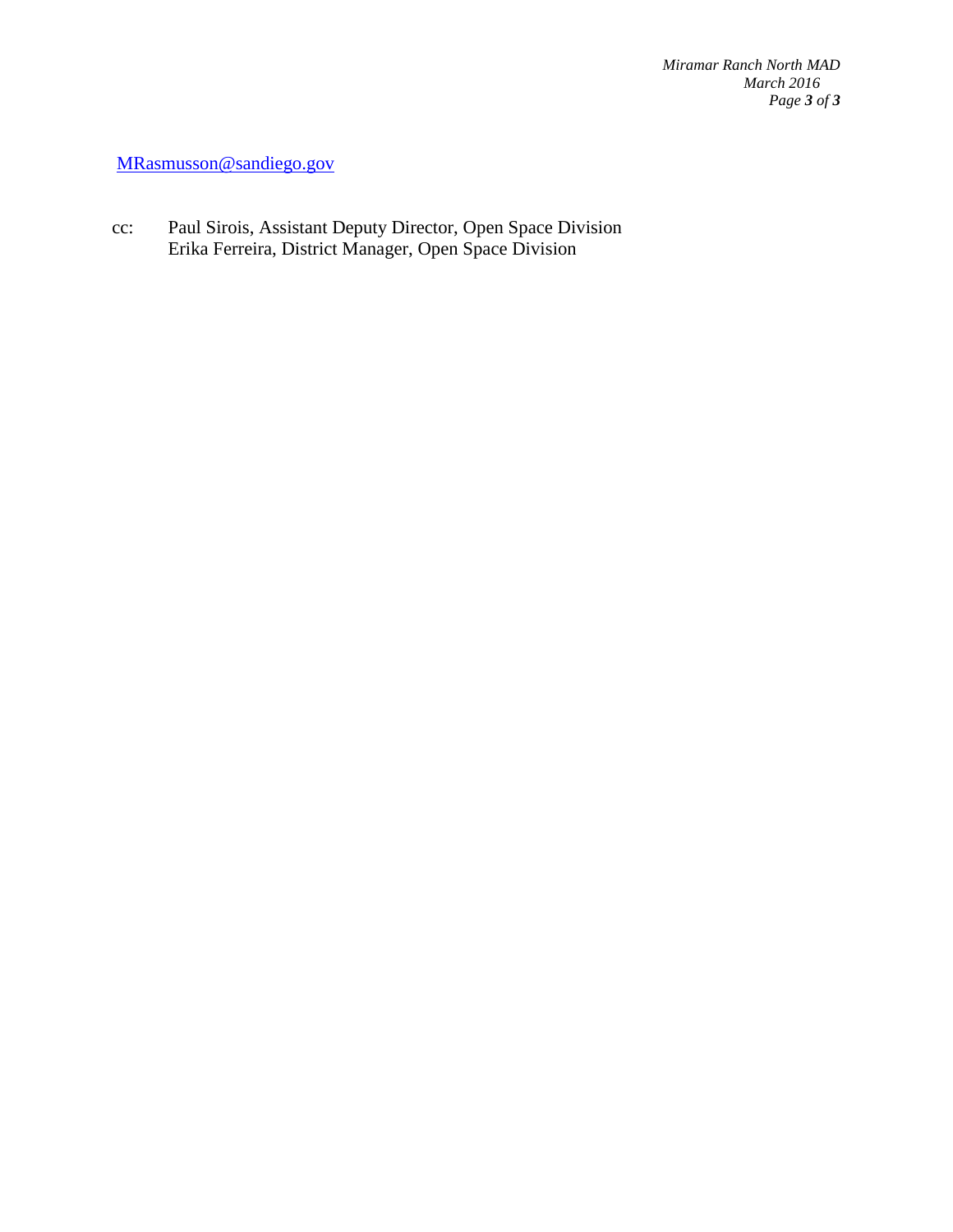MRasmusson@sandiego.gov

cc: Paul Sirois, Assistant Deputy Director, Open Space Division
Erika Ferreira, District Manager, Open Space Division